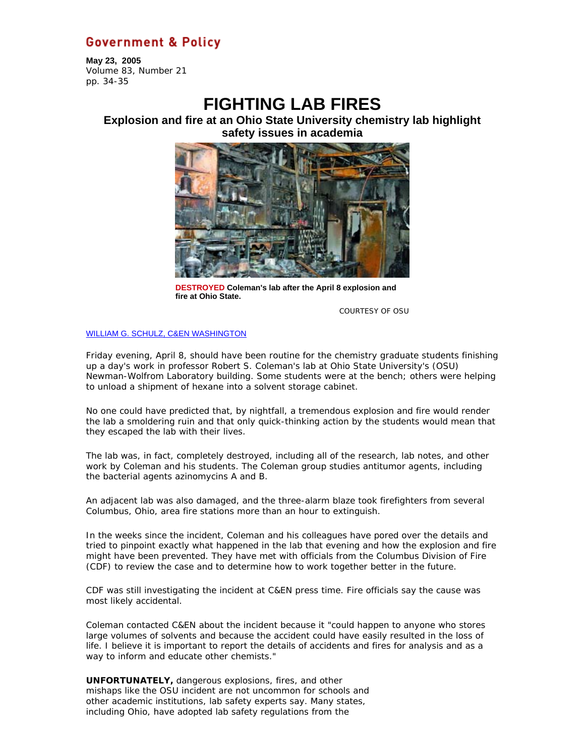Government & Policy

**May 23, 2005**
Volume 83, Number 21
pp. 34-35

# FIGHTING LAB FIRES

## Explosion and fire at an Ohio State University chemistry lab highlight safety issues in academia

**DESTROYED Coleman's lab after the April 8 explosion and fire at Ohio State.**

COURTESY OF OSU

WILLIAM G. SCHULZ, C&EN WASHINGTON

Friday evening, April 8, should have been routine for the chemistry graduate students finishing up a day's work in professor Robert S. Coleman's lab at Ohio State University's (OSU) Newman-Wolfrom Laboratory building. Some students were at the bench; others were helping to unload a shipment of hexane into a solvent storage cabinet.

No one could have predicted that, by nightfall, a tremendous explosion and fire would render the lab a smoldering ruin and that only quick-thinking action by the students would mean that they escaped the lab with their lives.

The lab was, in fact, completely destroyed, including all of the research, lab notes, and other work by Coleman and his students. The Coleman group studies antitumor agents, including the bacterial agents azinomycins A and B.

An adjacent lab was also damaged, and the three-alarm blaze took firefighters from several Columbus, Ohio, area fire stations more than an hour to extinguish.

In the weeks since the incident, Coleman and his colleagues have pored over the details and tried to pinpoint exactly what happened in the lab that evening and how the explosion and fire might have been prevented. They have met with officials from the Columbus Division of Fire (CDF) to review the case and to determine how to work together better in the future.

CDF was still investigating the incident at C&EN press time. Fire officials say the cause was most likely accidental.

Coleman contacted C&EN about the incident because it "could happen to anyone who stores large volumes of solvents and because the accident could have easily resulted in the loss of life. I believe it is important to report the details of accidents and fires for analysis and as a way to inform and educate other chemists."

**UNFORTUNATELY,** dangerous explosions, fires, and other mishaps like the OSU incident are not uncommon for schools and other academic institutions, lab safety experts say. Many states, including Ohio, have adopted lab safety regulations from the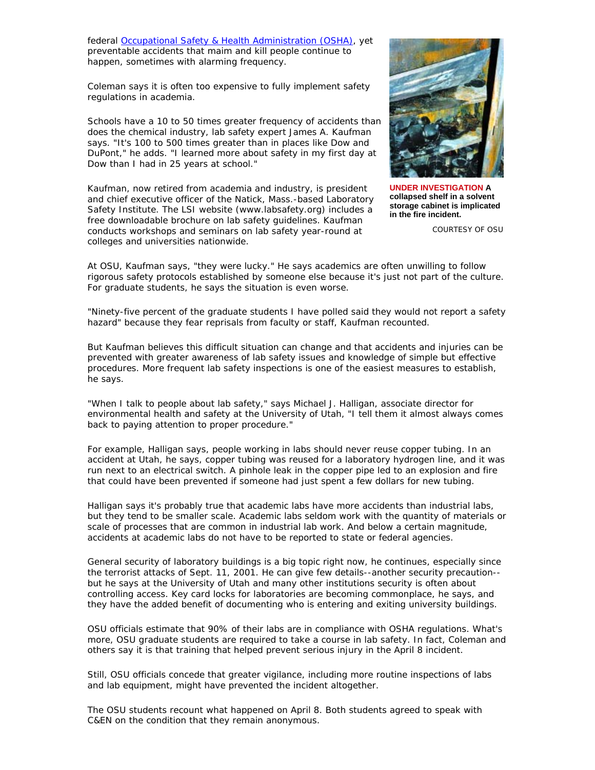federal [Occupational Safety & Health Administration (OSHA)], yet preventable accidents that maim and kill people continue to happen, sometimes with alarming frequency.

Coleman says it is often too expensive to fully implement safety regulations in academia.

Schools have a 10 to 50 times greater frequency of accidents than does the chemical industry, lab safety expert James A. Kaufman says. "It's 100 to 500 times greater than in places like Dow and DuPont," he adds. "I learned more about safety in my first day at Dow than I had in 25 years at school."

Kaufman, now retired from academia and industry, is president and chief executive officer of the Natick, Mass.-based Laboratory Safety Institute. The LSI website (www.labsafety.org) includes a free downloadable brochure on lab safety guidelines. Kaufman conducts workshops and seminars on lab safety year-round at colleges and universities nationwide.

**UNDER INVESTIGATION A collapsed shelf in a solvent storage cabinet is implicated in the fire incident.**

COURTESY OF OSU

At OSU, Kaufman says, "they were lucky." He says academics are often unwilling to follow rigorous safety protocols established by someone else because it's just not part of the culture. For graduate students, he says the situation is even worse.

"Ninety-five percent of the graduate students I have polled said they would not report a safety hazard" because they fear reprisals from faculty or staff, Kaufman recounted.

But Kaufman believes this difficult situation can change and that accidents and injuries can be prevented with greater awareness of lab safety issues and knowledge of simple but effective procedures. More frequent lab safety inspections is one of the easiest measures to establish, he says.

"When I talk to people about lab safety," says Michael J. Halligan, associate director for environmental health and safety at the University of Utah, "I tell them it almost always comes back to paying attention to proper procedure."

For example, Halligan says, people working in labs should never reuse copper tubing. In an accident at Utah, he says, copper tubing was reused for a laboratory hydrogen line, and it was run next to an electrical switch. A pinhole leak in the copper pipe led to an explosion and fire that could have been prevented if someone had just spent a few dollars for new tubing.

Halligan says it's probably true that academic labs have more accidents than industrial labs, but they tend to be smaller scale. Academic labs seldom work with the quantity of materials or scale of processes that are common in industrial lab work. And below a certain magnitude, accidents at academic labs do not have to be reported to state or federal agencies.

General security of laboratory buildings is a big topic right now, he continues, especially since the terrorist attacks of Sept. 11, 2001. He can give few details--another security precaution--but he says at the University of Utah and many other institutions security is often about controlling access. Key card locks for laboratories are becoming commonplace, he says, and they have the added benefit of documenting who is entering and exiting university buildings.

OSU officials estimate that 90% of their labs are in compliance with OSHA regulations. What's more, OSU graduate students are required to take a course in lab safety. In fact, Coleman and others say it is that training that helped prevent serious injury in the April 8 incident.

Still, OSU officials concede that greater vigilance, including more routine inspections of labs and lab equipment, might have prevented the incident altogether.

The OSU students recount what happened on April 8. Both students agreed to speak with C&EN on the condition that they remain anonymous.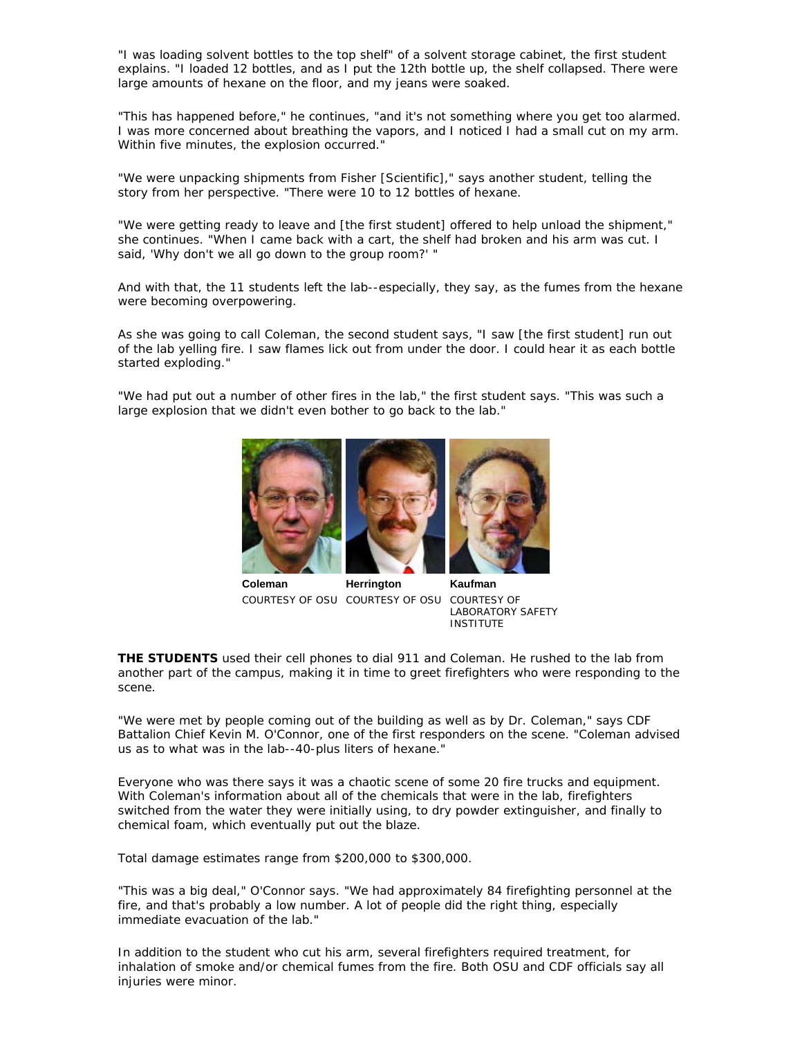"I was loading solvent bottles to the top shelf" of a solvent storage cabinet, the first student explains. "I loaded 12 bottles, and as I put the 12th bottle up, the shelf collapsed. There were large amounts of hexane on the floor, and my jeans were soaked.

"This has happened before," he continues, "and it's not something where you get too alarmed. I was more concerned about breathing the vapors, and I noticed I had a small cut on my arm. Within five minutes, the explosion occurred."

"We were unpacking shipments from Fisher [Scientific]," says another student, telling the story from her perspective. "There were 10 to 12 bottles of hexane.

"We were getting ready to leave and [the first student] offered to help unload the shipment," she continues. "When I came back with a cart, the shelf had broken and his arm was cut. I said, 'Why don't we all go down to the group room?' "

And with that, the 11 students left the lab--especially, they say, as the fumes from the hexane were becoming overpowering.

As she was going to call Coleman, the second student says, "I saw [the first student] run out of the lab yelling fire. I saw flames lick out from under the door. I could hear it as each bottle started exploding."

"We had put out a number of other fires in the lab," the first student says. "This was such a large explosion that we didn't even bother to go back to the lab."

**Coleman** COURTESY OF OSU **Herrington** COURTESY OF OSU **Kaufman** COURTESY OF LABORATORY SAFETY INSTITUTE

**THE STUDENTS** used their cell phones to dial 911 and Coleman. He rushed to the lab from another part of the campus, making it in time to greet firefighters who were responding to the scene.

"We were met by people coming out of the building as well as by Dr. Coleman," says CDF Battalion Chief Kevin M. O'Connor, one of the first responders on the scene. "Coleman advised us as to what was in the lab--40-plus liters of hexane."

Everyone who was there says it was a chaotic scene of some 20 fire trucks and equipment. With Coleman's information about all of the chemicals that were in the lab, firefighters switched from the water they were initially using, to dry powder extinguisher, and finally to chemical foam, which eventually put out the blaze.

Total damage estimates range from $200,000 to $300,000.

"This was a big deal," O'Connor says. "We had approximately 84 firefighting personnel at the fire, and that's probably a low number. A lot of people did the right thing, especially immediate evacuation of the lab."

In addition to the student who cut his arm, several firefighters required treatment, for inhalation of smoke and/or chemical fumes from the fire. Both OSU and CDF officials say all injuries were minor.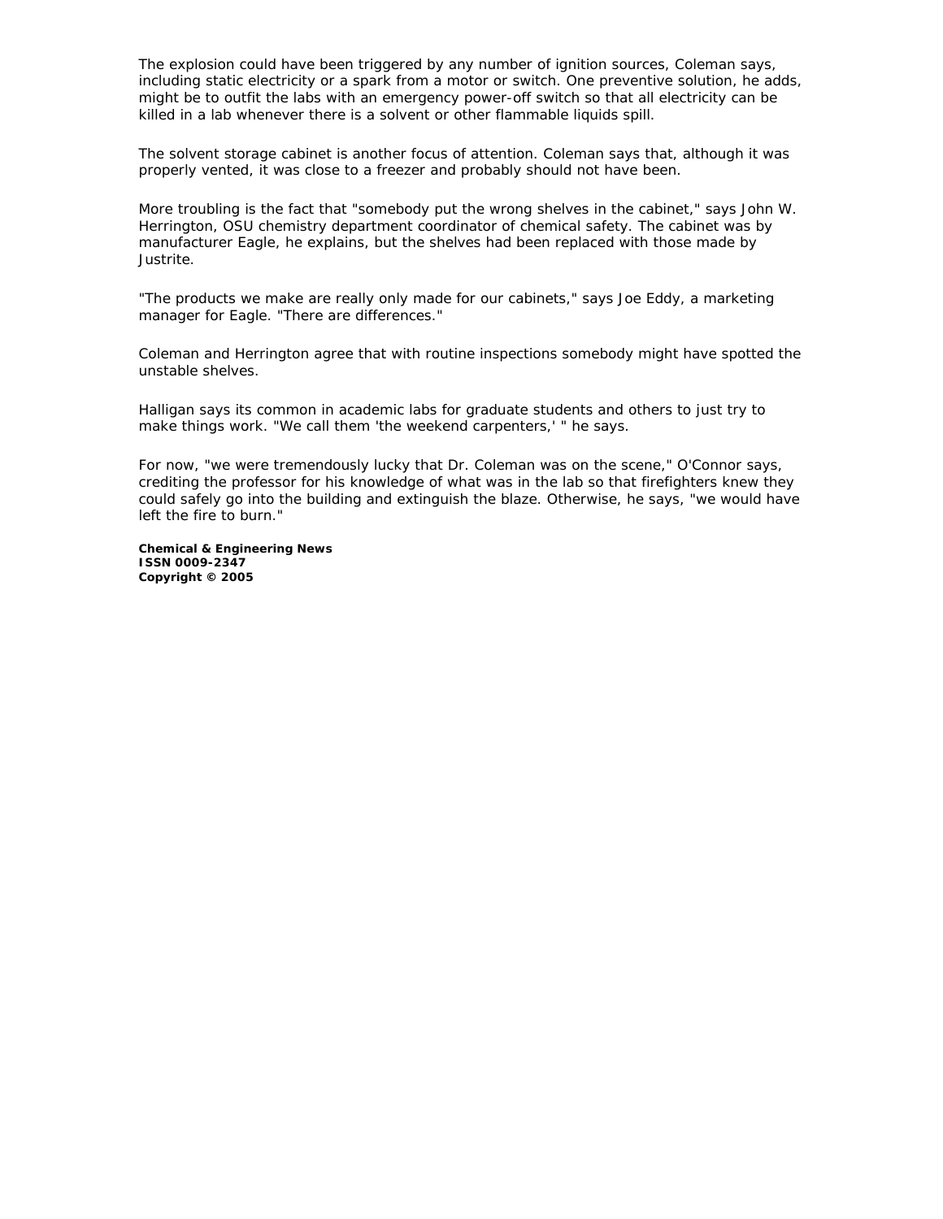The explosion could have been triggered by any number of ignition sources, Coleman says, including static electricity or a spark from a motor or switch. One preventive solution, he adds, might be to outfit the labs with an emergency power-off switch so that all electricity can be killed in a lab whenever there is a solvent or other flammable liquids spill.

The solvent storage cabinet is another focus of attention. Coleman says that, although it was properly vented, it was close to a freezer and probably should not have been.

More troubling is the fact that "somebody put the wrong shelves in the cabinet," says John W. Herrington, OSU chemistry department coordinator of chemical safety. The cabinet was by manufacturer Eagle, he explains, but the shelves had been replaced with those made by Justrite.

"The products we make are really only made for our cabinets," says Joe Eddy, a marketing manager for Eagle. "There are differences."

Coleman and Herrington agree that with routine inspections somebody might have spotted the unstable shelves.

Halligan says its common in academic labs for graduate students and others to just try to make things work. "We call them 'the weekend carpenters,' " he says.

For now, "we were tremendously lucky that Dr. Coleman was on the scene," O'Connor says, crediting the professor for his knowledge of what was in the lab so that firefighters knew they could safely go into the building and extinguish the blaze. Otherwise, he says, "we would have left the fire to burn."

**Chemical & Engineering News**
**ISSN 0009-2347**
**Copyright © 2005**